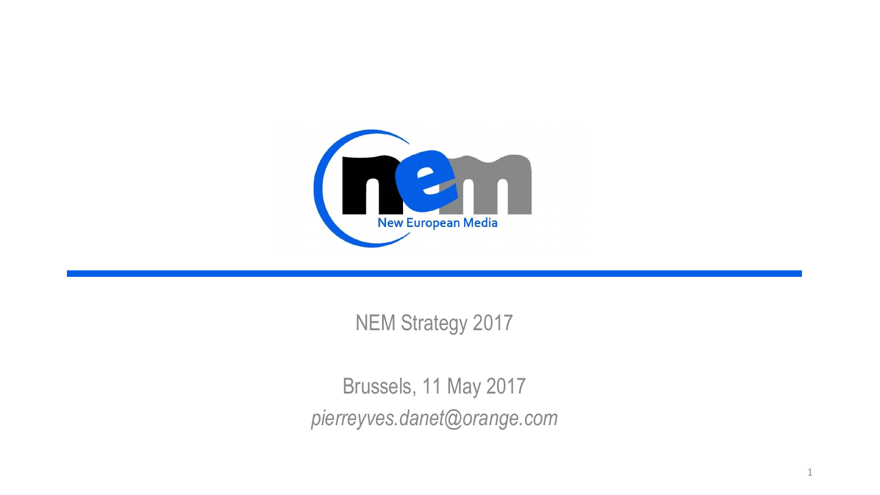nem

New European Media

# NEM Strategy 2017

Brussels, 11 May 2017

*pierreyves.danet@orange.com*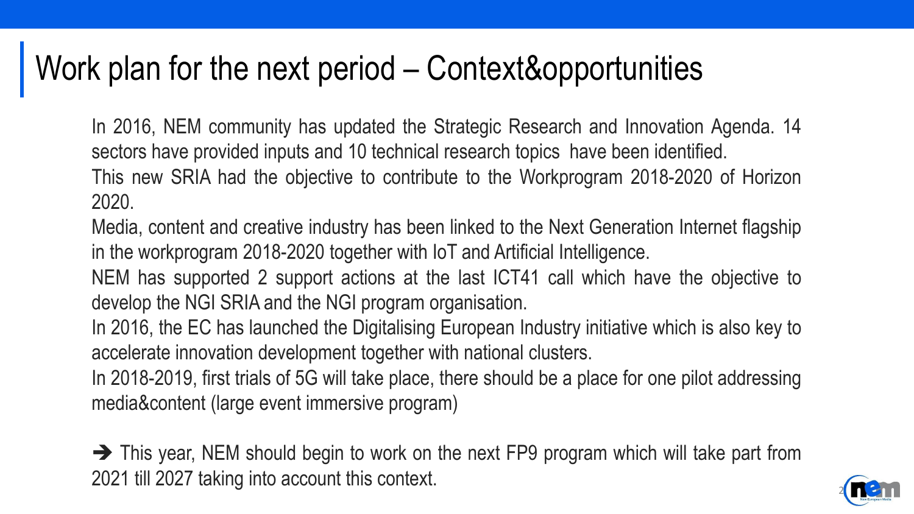# Work plan for the next period – Context&opportunities

In 2016, NEM community has updated the Strategic Research and Innovation Agenda. 14 sectors have provided inputs and 10 technical research topics have been identified.

This new SRIA had the objective to contribute to the Workprogram 2018-2020 of Horizon 2020.

Media, content and creative industry has been linked to the Next Generation Internet flagship in the workprogram 2018-2020 together with IoT and Artificial Intelligence.

NEM has supported 2 support actions at the last ICT41 call which have the objective to develop the NGI SRIA and the NGI program organisation.

In 2016, the EC has launched the Digitalising European Industry initiative which is also key to accelerate innovation development together with national clusters.

In 2018-2019, first trials of 5G will take place, there should be a place for one pilot addressing media&content (large event immersive program)

➔ This year, NEM should begin to work on the next FP9 program which will take part from 2021 till 2027 taking into account this context.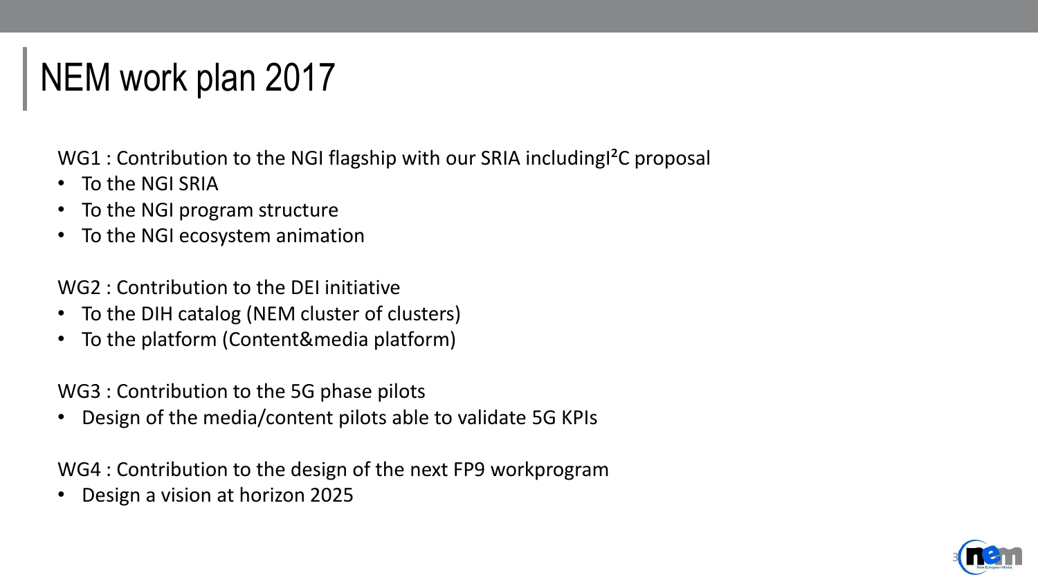# NEM work plan 2017

WG1 : Contribution to the NGI flagship with our SRIA includingI²C proposal

- To the NGI SRIA
- To the NGI program structure
- To the NGI ecosystem animation

WG2 : Contribution to the DEI initiative

- To the DIH catalog (NEM cluster of clusters)
- To the platform (Content&media platform)

WG3 : Contribution to the 5G phase pilots

- Design of the media/content pilots able to validate 5G KPIs

WG4 : Contribution to the design of the next FP9 workprogram

- Design a vision at horizon 2025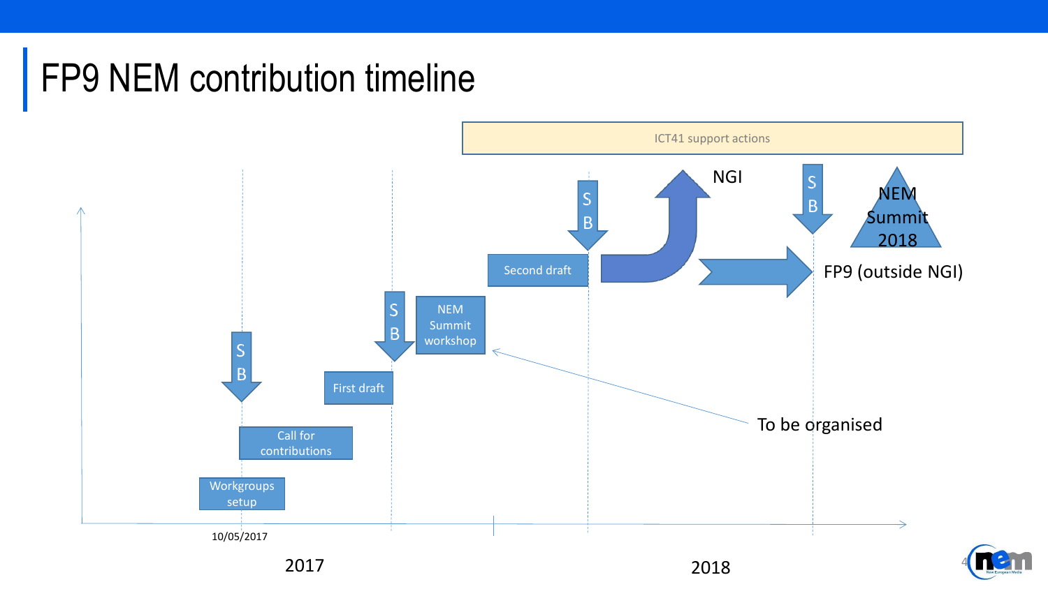# FP9 NEM contribution timeline

ICT41 support actions

Workgroups setup

Call for contributions

S B

First draft

S B

NEM Summit workshop

Second draft

S B

NGI

S B

NEM Summit 2018

FP9 (outside NGI)

To be organised

10/05/2017

2017

2018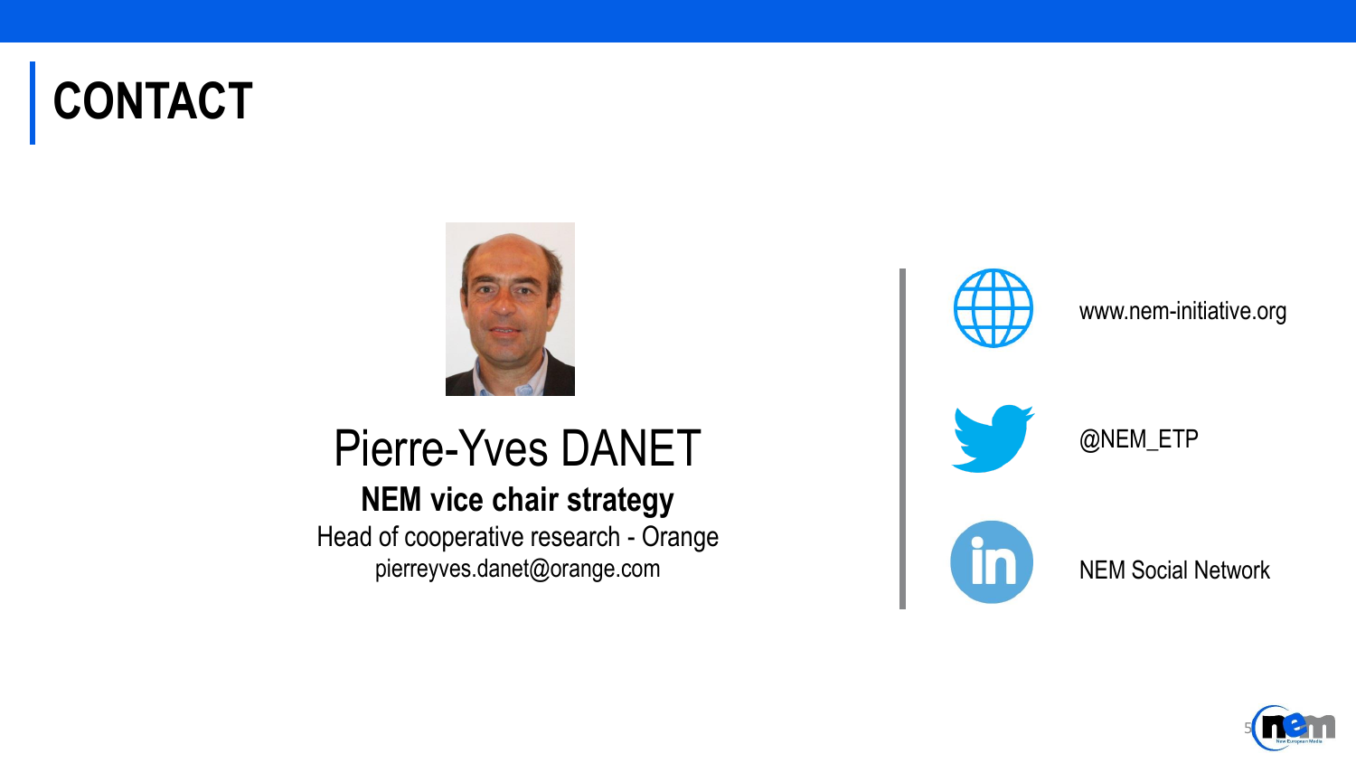# CONTACT

Pierre-Yves DANET

**NEM vice chair strategy**

Head of cooperative research - Orange

pierreyves.danet@orange.com

www.nem-initiative.org

@NEM_ETP

NEM Social Network